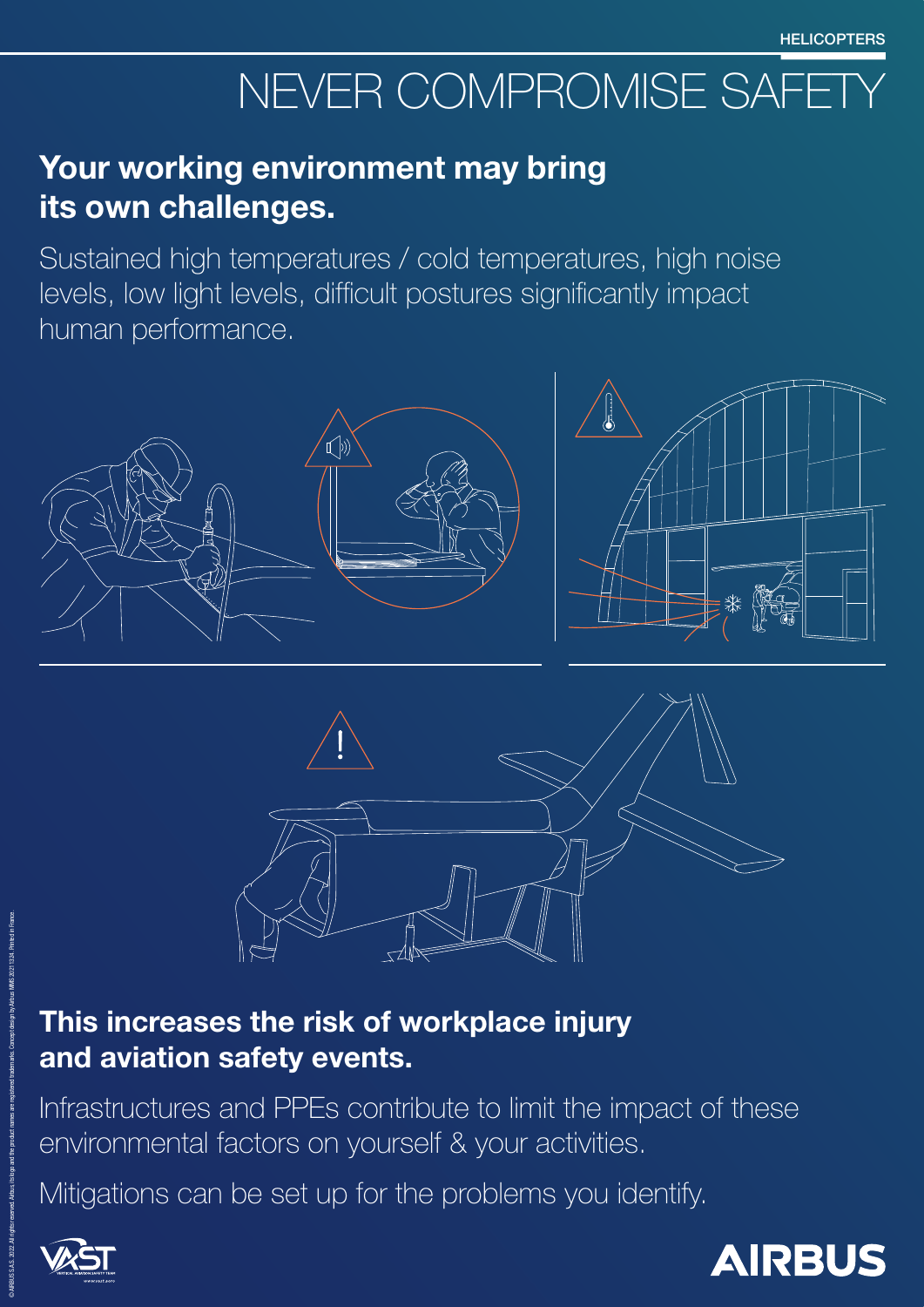HELICOPTERS

# NEVER COMPROMISE SAFETY

## Your working environment may bring its own challenges.

Sustained high temperatures / cold temperatures, high noise levels, low light levels, difficult postures significantly impact human performance.

## This increases the risk of workplace injury and aviation safety events.

Infrastructures and PPEs contribute to limit the impact of these environmental factors on yourself & your activities.

Mitigations can be set up for the problems you identify.

AIRBUS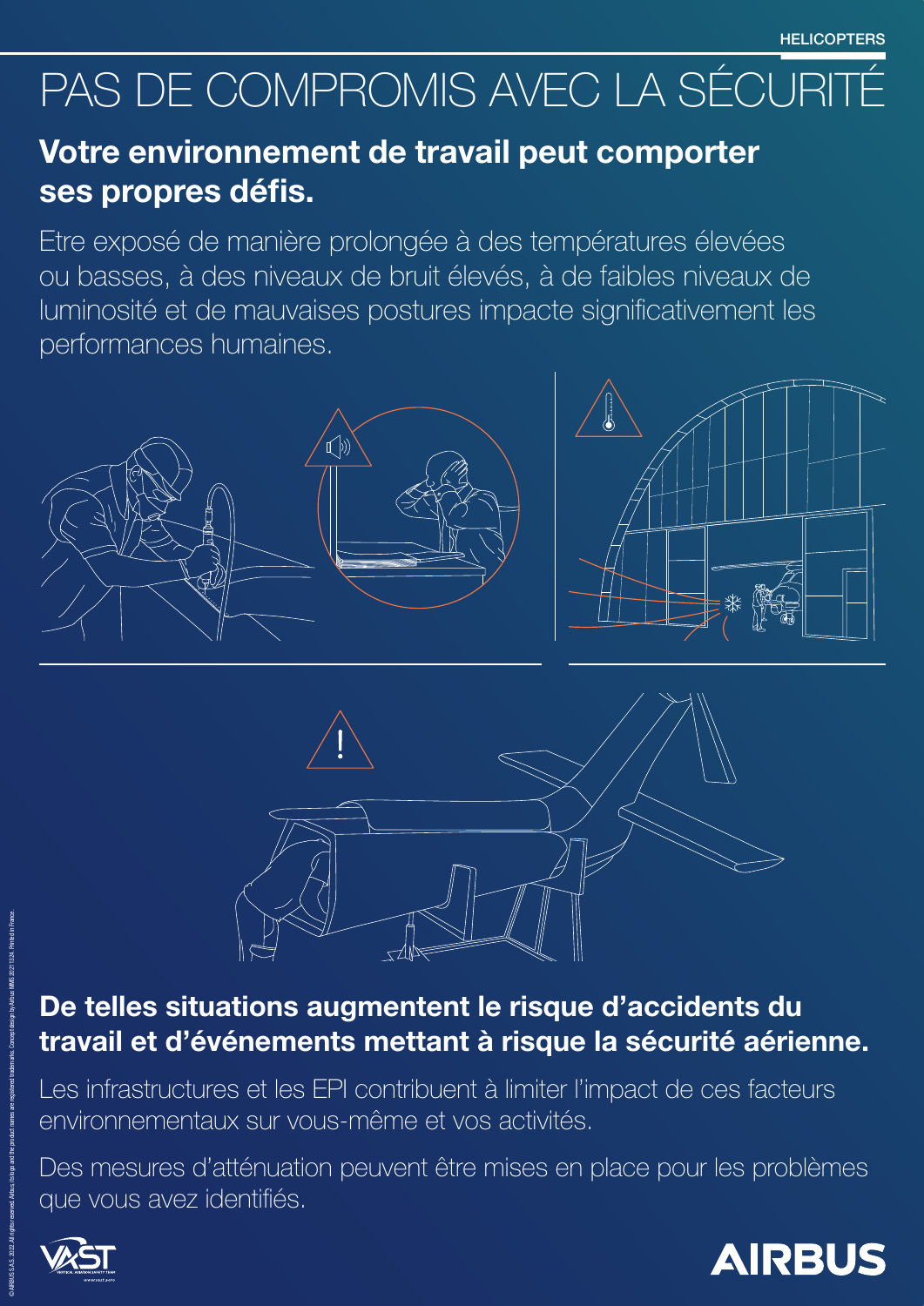# PAS DE COMPROMIS AVEC LA SÉCURITÉ

## Votre environnement de travail peut comporter ses propres défis.

Etre exposé de manière prolongée à des températures élevées ou basses, à des niveaux de bruit élevés, à de faibles niveaux de luminosité et de mauvaises postures impacte significativement les performances humaines.

## De telles situations augmentent le risque d'accidents du travail et d'événements mettant à risque la sécurité aérienne.

Les infrastructures et les EPI contribuent à limiter l'impact de ces facteurs environnementaux sur vous-même et vos activités.

Des mesures d'atténuation peuvent être mises en place pour les problèmes que vous avez identifiés.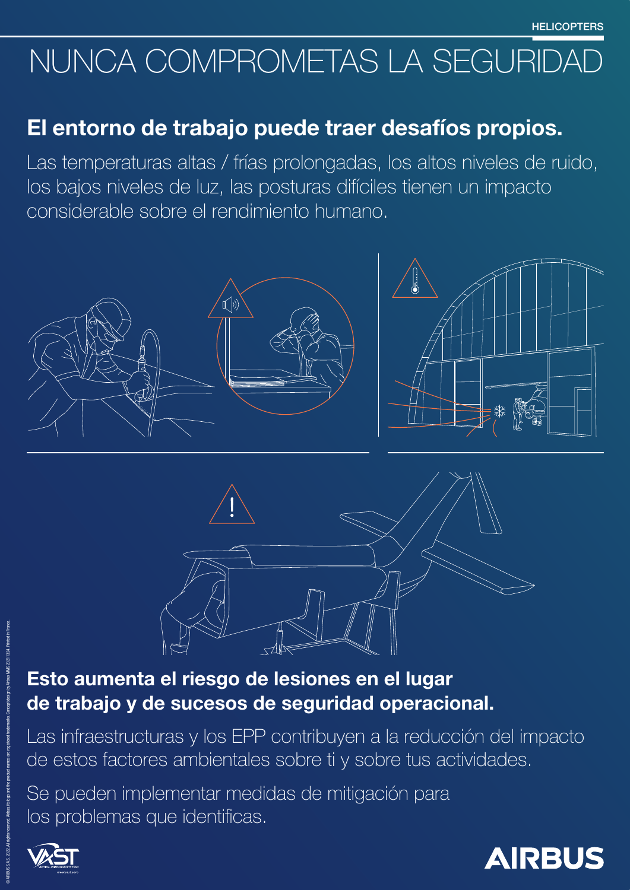HELICOPTERS

# NUNCA COMPROMETAS LA SEGURIDAD

## El entorno de trabajo puede traer desafíos propios.

Las temperaturas altas / frías prolongadas, los altos niveles de ruido, los bajos niveles de luz, las posturas difíciles tienen un impacto considerable sobre el rendimiento humano.

## Esto aumenta el riesgo de lesiones en el lugar de trabajo y de sucesos de seguridad operacional.

Las infraestructuras y los EPP contribuyen a la reducción del impacto de estos factores ambientales sobre ti y sobre tus actividades.

Se pueden implementar medidas de mitigación para los problemas que identificas.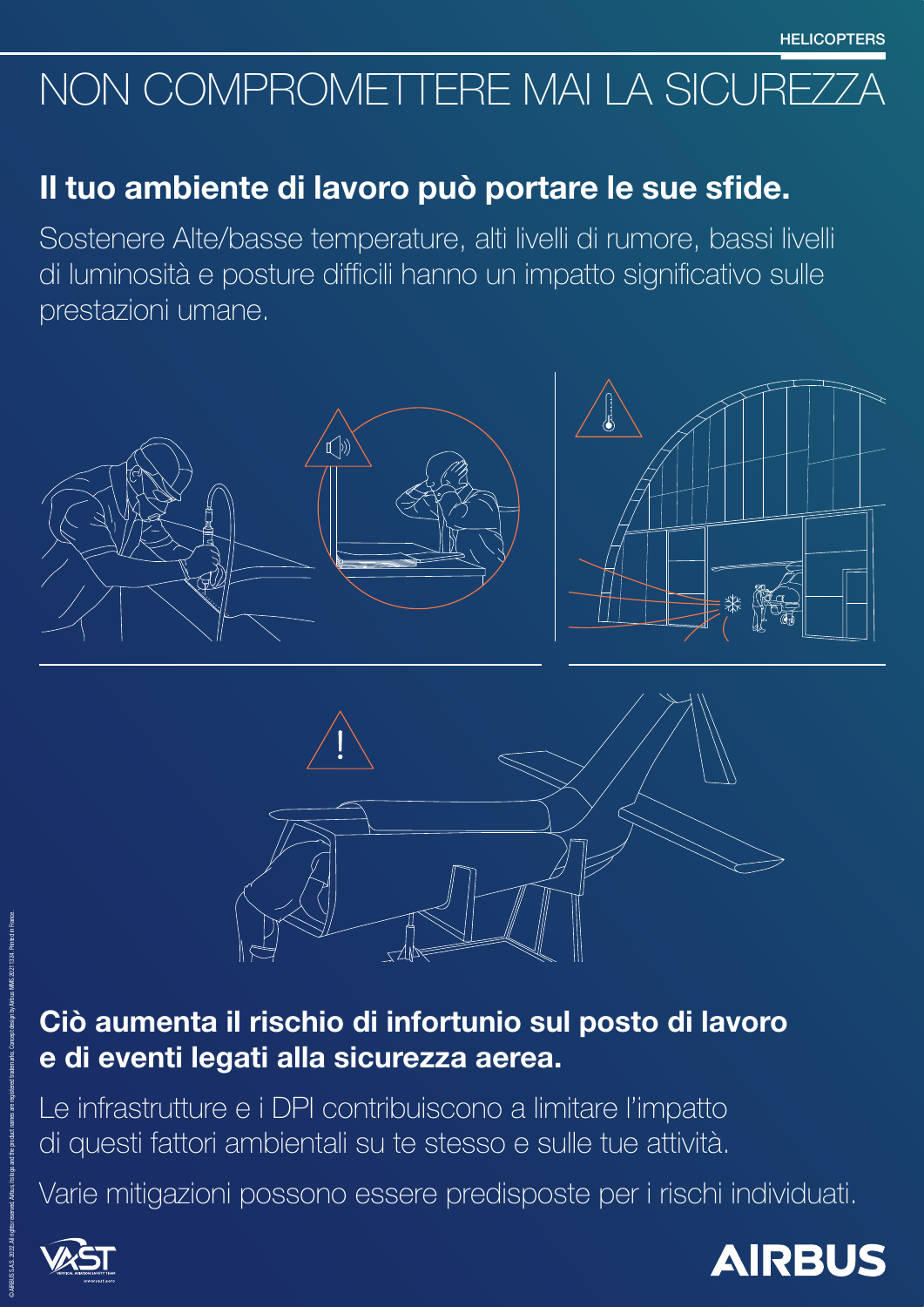# NON COMPROMETTERE MAI LA SICUREZZA

## Il tuo ambiente di lavoro può portare le sue sfide.

Sostenere Alte/basse temperature, alti livelli di rumore, bassi livelli di luminosità e posture difficili hanno un impatto significativo sulle prestazioni umane.

## Ciò aumenta il rischio di infortunio sul posto di lavoro e di eventi legati alla sicurezza aerea.

Le infrastrutture e i DPI contribuiscono a limitare l'impatto di questi fattori ambientali su te stesso e sulle tue attività.

Varie mitigazioni possono essere predisposte per i rischi individuati.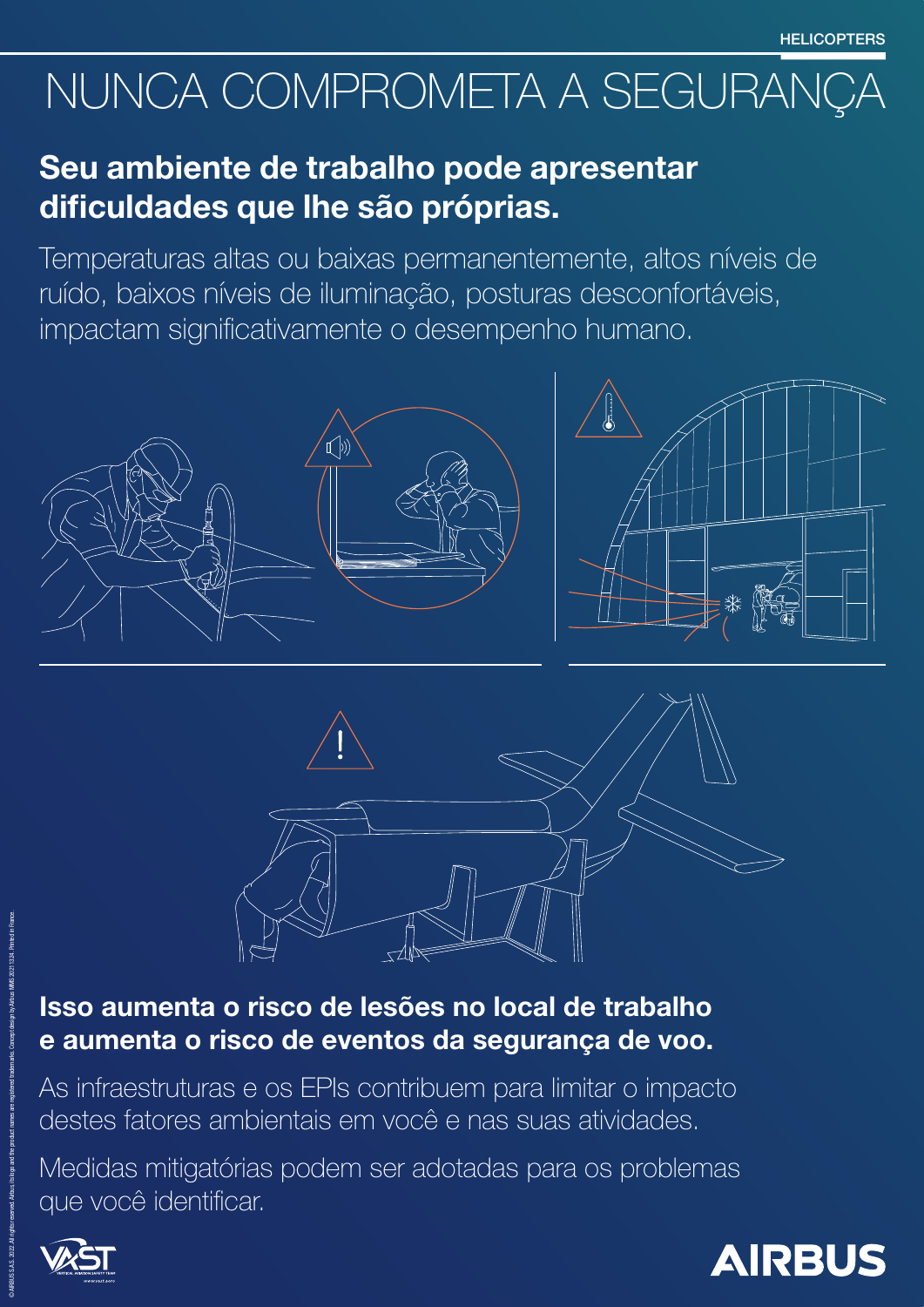HELICOPTERS

# NUNCA COMPROMETA A SEGURANÇA

## Seu ambiente de trabalho pode apresentar dificuldades que lhe são próprias.

Temperaturas altas ou baixas permanentemente, altos níveis de ruído, baixos níveis de iluminação, posturas desconfortáveis, impactam significativamente o desempenho humano.

## Isso aumenta o risco de lesões no local de trabalho e aumenta o risco de eventos da segurança de voo.

As infraestruturas e os EPIs contribuem para limitar o impacto destes fatores ambientais em você e nas suas atividades.

Medidas mitigatórias podem ser adotadas para os problemas que você identificar.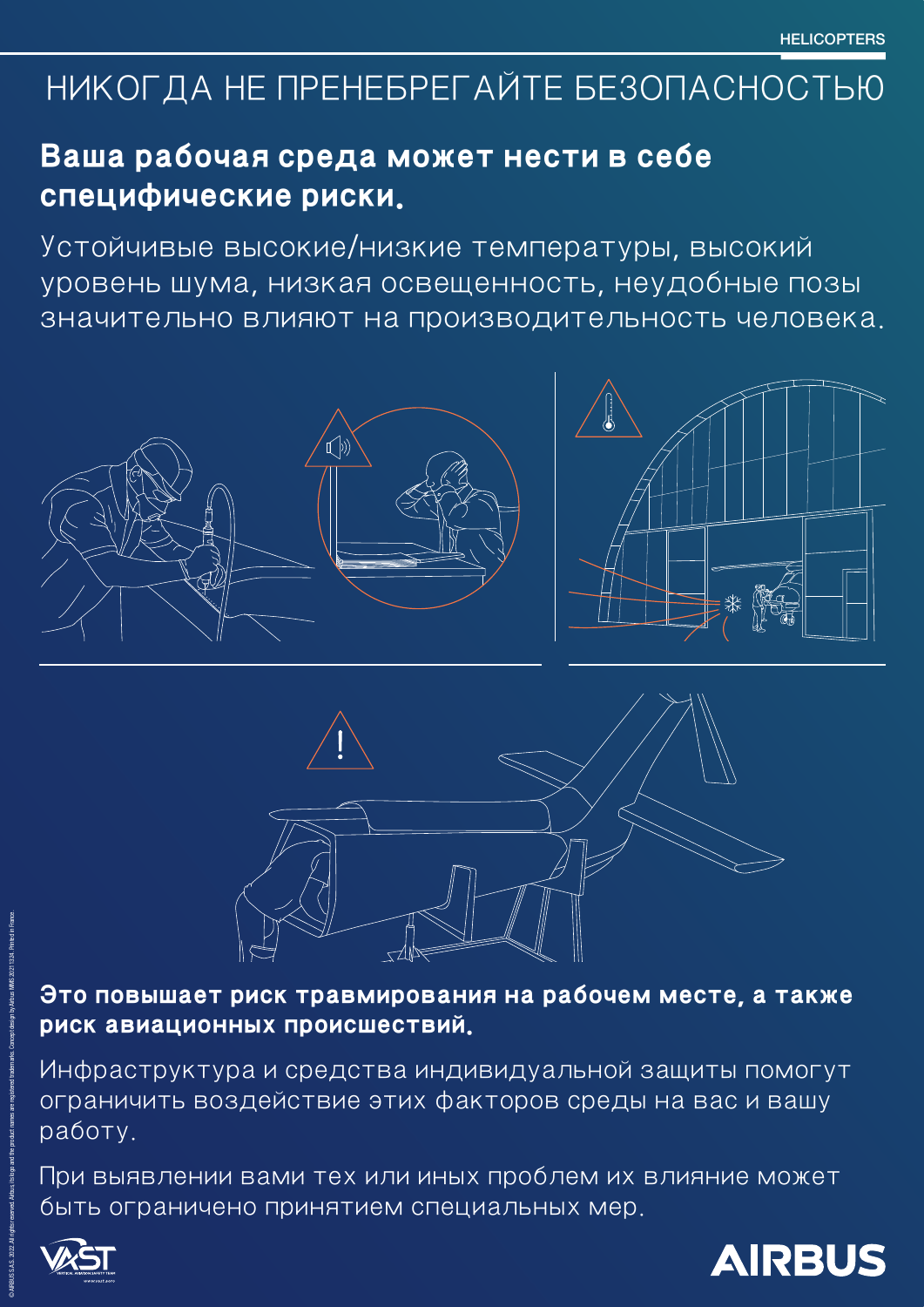# НИКОГДА НЕ ПРЕНЕБРЕГАЙТЕ БЕЗОПАСНОСТЬЮ

## Ваша рабочая среда может нести в себе специфические риски.

Устойчивые высокие/низкие температуры, высокий уровень шума, низкая освещенность, неудобные позы значительно влияют на производительность человека.

**Это повышает риск травмирования на рабочем месте, а также риск авиационных происшествий.**

Инфраструктура и средства индивидуальной защиты помогут ограничить воздействие этих факторов среды на вас и вашу работу.

При выявлении вами тех или иных проблем их влияние может быть ограничено принятием специальных мер.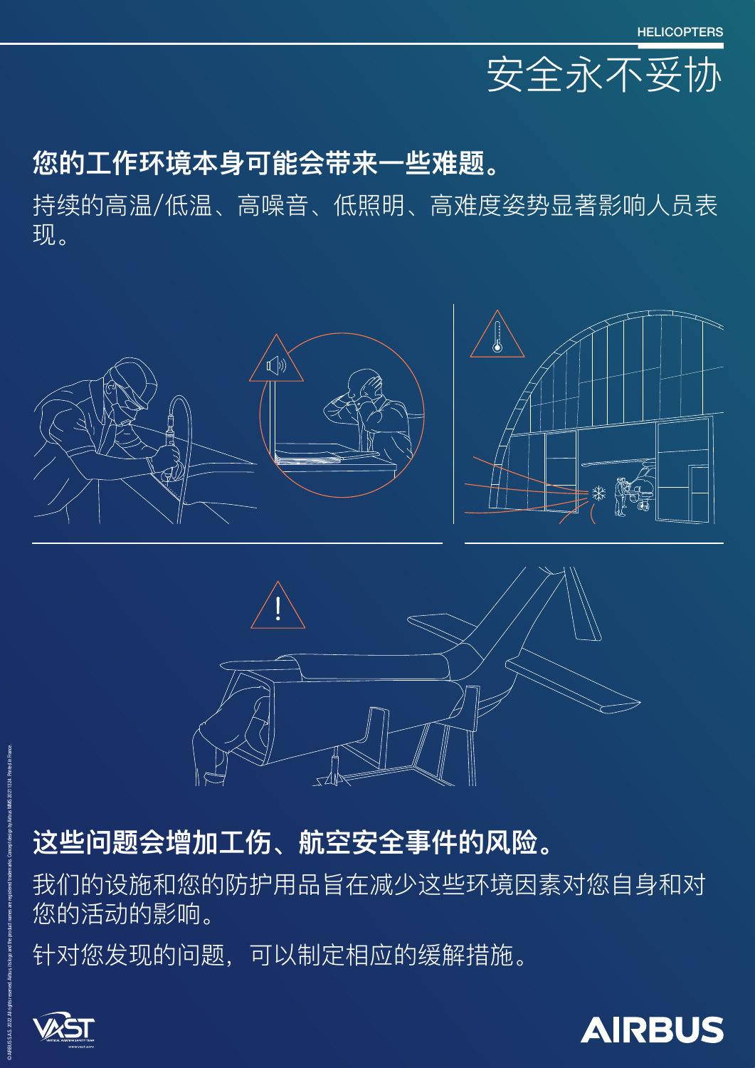HELICOPTERS

# 安全永不妥协

## 您的工作环境本身可能会带来一些难题。

持续的高温/低温、高噪音、低照明、高难度姿势显著影响人员表现。

## 这些问题会增加工伤、航空安全事件的风险。

我们的设施和您的防护用品旨在减少这些环境因素对您自身和对您的活动的影响。

针对您发现的问题，可以制定相应的缓解措施。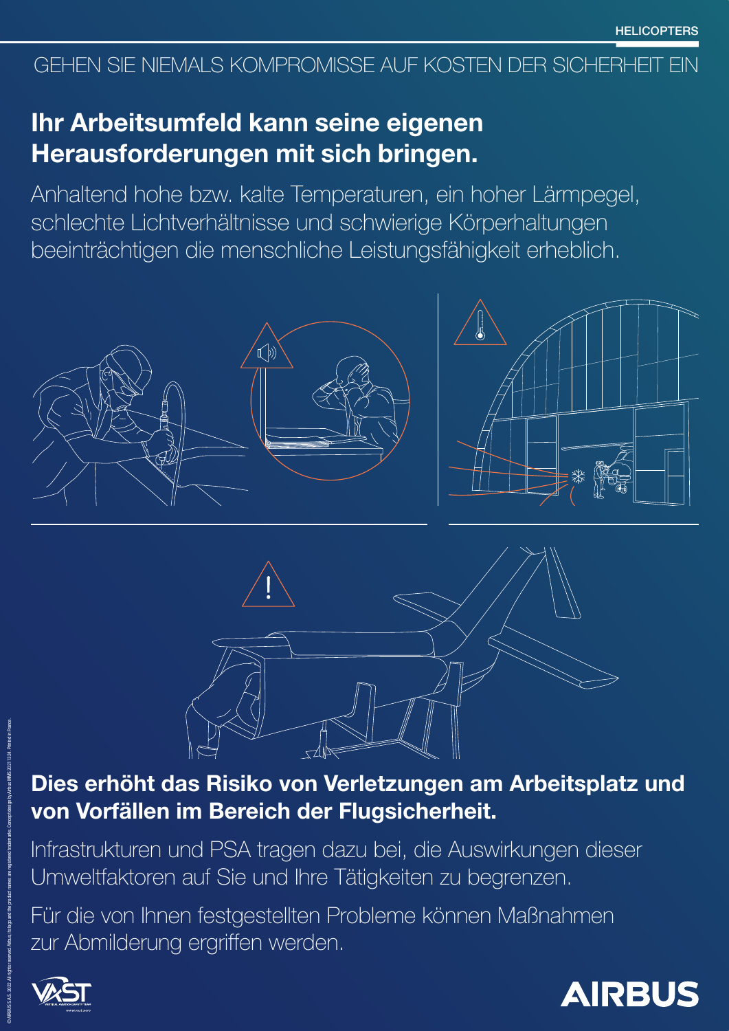HELICOPTERS

GEHEN SIE NIEMALS KOMPROMISSE AUF KOSTEN DER SICHERHEIT EIN

## Ihr Arbeitsumfeld kann seine eigenen Herausforderungen mit sich bringen.

Anhaltend hohe bzw. kalte Temperaturen, ein hoher Lärmpegel, schlechte Lichtverhältnisse und schwierige Körperhaltungen beeinträchtigen die menschliche Leistungsfähigkeit erheblich.

## Dies erhöht das Risiko von Verletzungen am Arbeitsplatz und von Vorfällen im Bereich der Flugsicherheit.

Infrastrukturen und PSA tragen dazu bei, die Auswirkungen dieser Umweltfaktoren auf Sie und Ihre Tätigkeiten zu begrenzen.

Für die von Ihnen festgestellten Probleme können Maßnahmen zur Abmilderung ergriffen werden.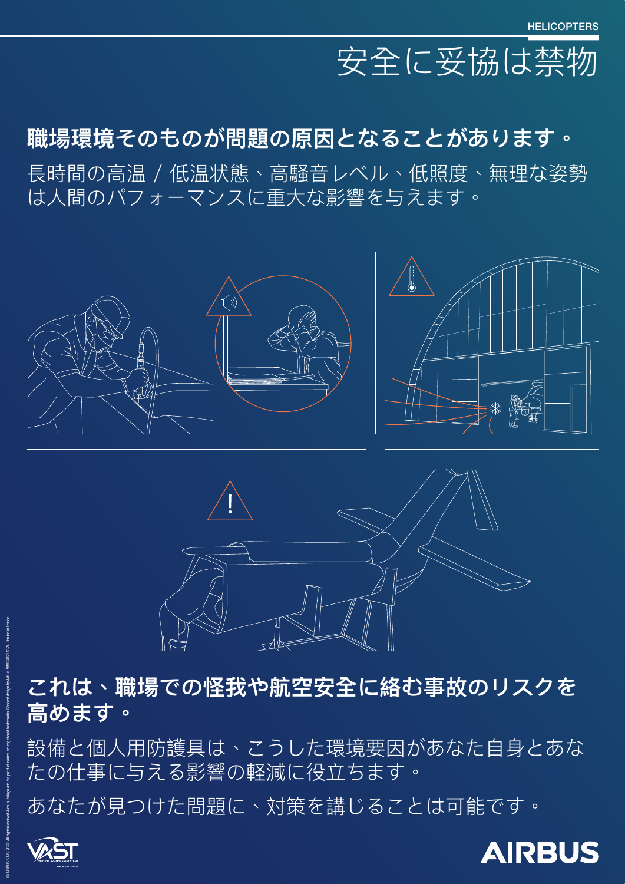HELICOPTERS

# 安全に妥協は禁物

## 職場環境そのものが問題の原因となることがあります。

長時間の高温 / 低温状態、高騒音レベル、低照度、無理な姿勢は人間のパフォーマンスに重大な影響を与えます。

## これは、職場での怪我や航空安全に絡む事故のリスクを高めます。

設備と個人用防護具は、こうした環境要因があなた自身とあなたの仕事に与える影響の軽減に役立ちます。

あなたが見つけた問題に、対策を講じることは可能です。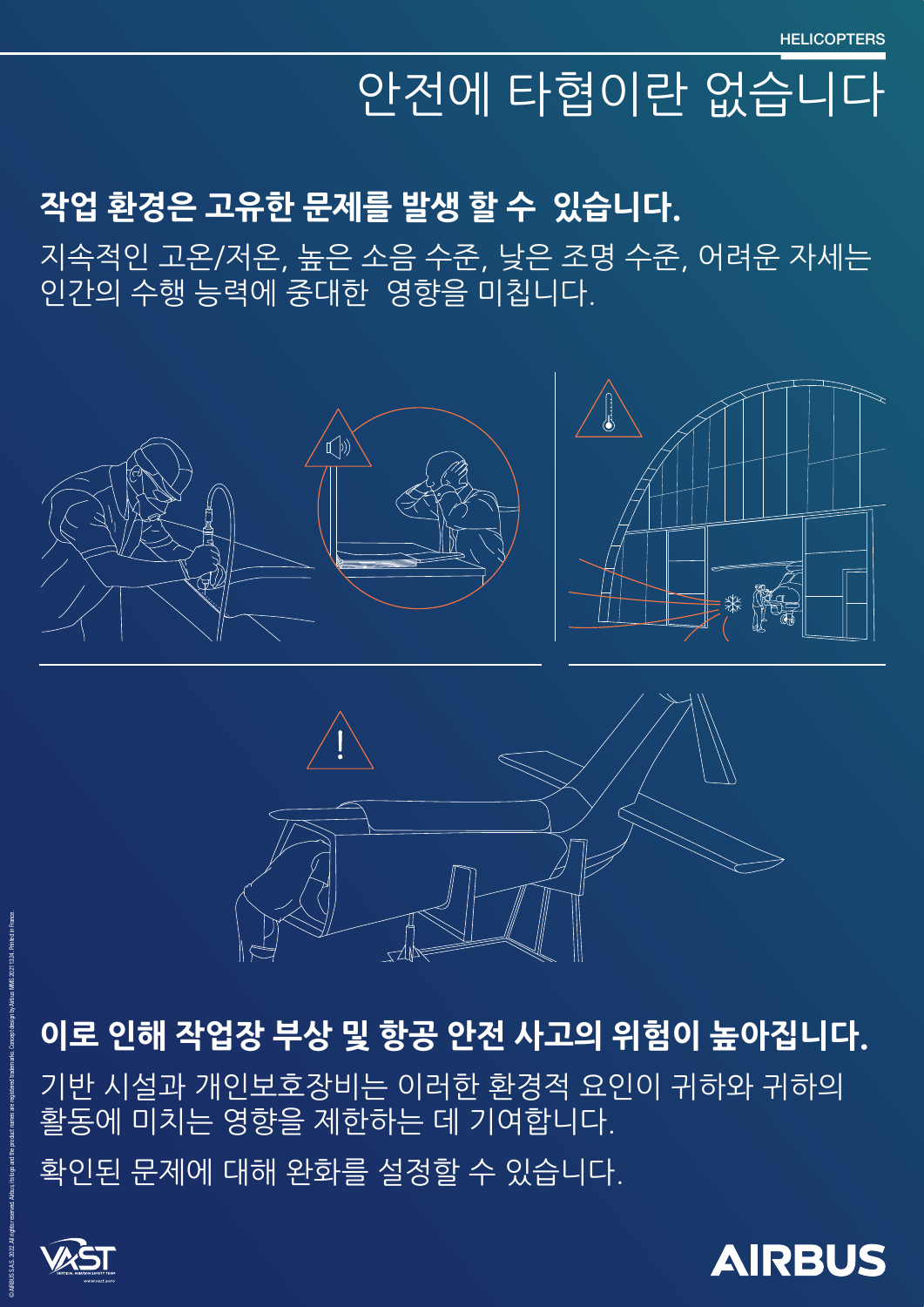HELICOPTERS

# 안전에 타협이란 없습니다

## 작업 환경은 고유한 문제를 발생 할 수  있습니다.

지속적인 고온/저온, 높은 소음 수준, 낮은 조명 수준, 어려운 자세는 인간의 수행 능력에 중대한  영향을 미칩니다.

## 이로 인해 작업장 부상 및 항공 안전 사고의 위험이 높아집니다.

기반 시설과 개인보호장비는 이러한 환경적 요인이 귀하와 귀하의 활동에 미치는 영향을 제한하는 데 기여합니다.

확인된 문제에 대해 완화를 설정할 수 있습니다.

© AIRBUS S.A.S. 2022 All rights reserved. Airbus, its logo and the product names are registered trademarks. Concept design by Airbus MMS 2021 1324 . Printed in France.

VAST VERTICAL AVIATION SAFETY TEAM www.vast.aero

AIRBUS